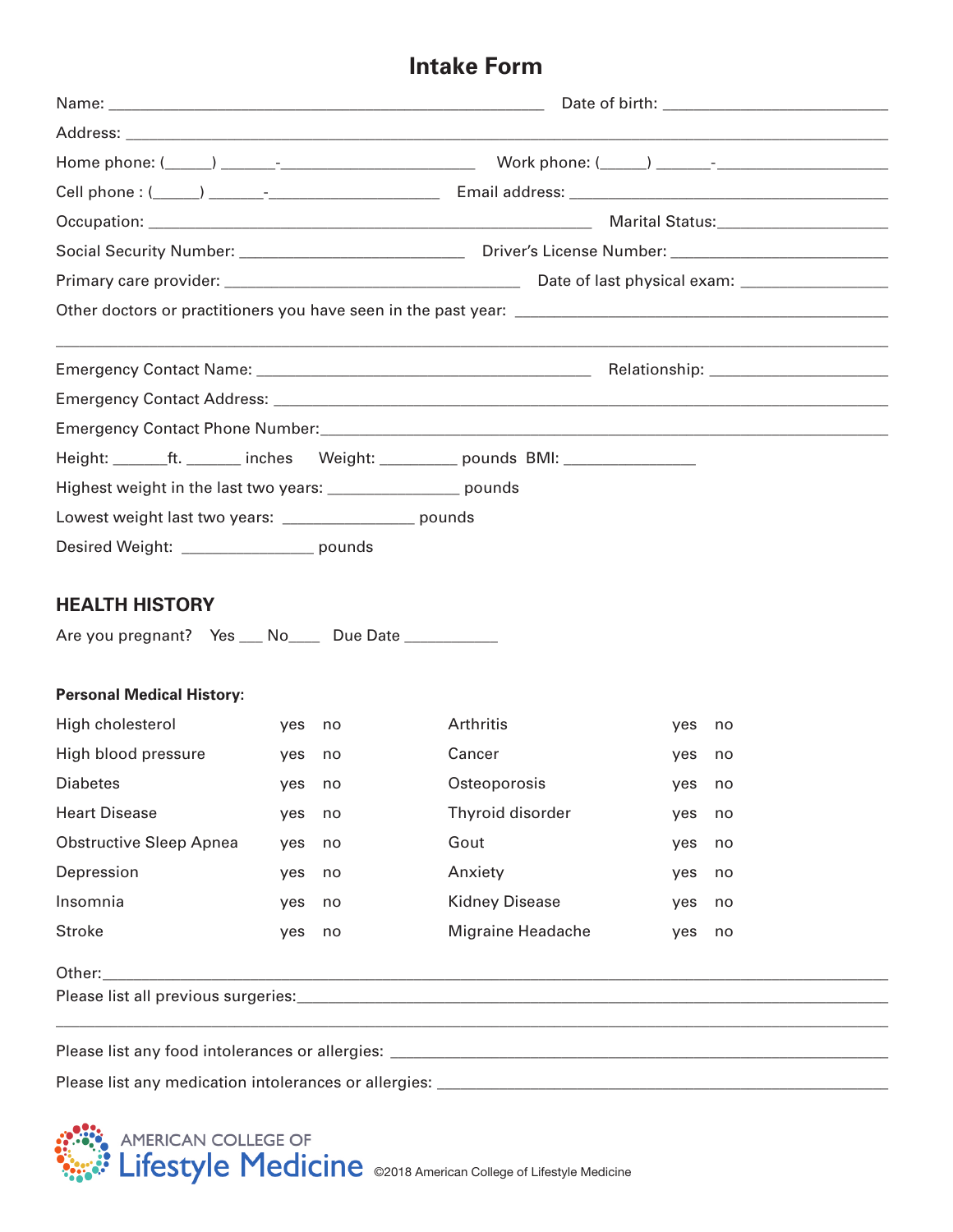# Intake Form

Name: ______________________________________________ Date of birth: ________________________

Address: ____________________________________________________________________________

Home phone: (_____) ______-____________________ Work phone: (_____) ______-__________________

Cell phone : (_____) ______-__________________ Email address: ___________________________________

Occupation: ______________________________________________ Marital Status:__________________

Social Security Number: ________________________ Driver's License Number: ________________________

Primary care provider: ________________________________ Date of last physical exam: ________________

Other doctors or practitioners you have seen in the past year: _________________________________________

_____________________________________________________________________________________

Emergency Contact Name: ____________________________________ Relationship: __________________

Emergency Contact Address: __________________________________________________________________

Emergency Contact Phone Number:______________________________________________________________

Height: ______ft. ______ inches Weight: ________ pounds BMI: ______________

Highest weight in the last two years: ______________ pounds

Lowest weight last two years: ______________ pounds

Desired Weight: ______________ pounds

## HEALTH HISTORY

Are you pregnant? Yes ___ No____ Due Date __________

**Personal Medical History:**

| | | | | | |
|---|---|---|---|---|---|
| High cholesterol | yes | no | Arthritis | yes | no |
| High blood pressure | yes | no | Cancer | yes | no |
| Diabetes | yes | no | Osteoporosis | yes | no |
| Heart Disease | yes | no | Thyroid disorder | yes | no |
| Obstructive Sleep Apnea | yes | no | Gout | yes | no |
| Depression | yes | no | Anxiety | yes | no |
| Insomnia | yes | no | Kidney Disease | yes | no |
| Stroke | yes | no | Migraine Headache | yes | no |

Other:_________________________________________________________________________________

Please list all previous surgeries:________________________________________________________________

_____________________________________________________________________________________

Please list any food intolerances or allergies: ________________________________________________

Please list any medication intolerances or allergies: ___________________________________________

AMERICAN COLLEGE OF Lifestyle Medicine ©2018 American College of Lifestyle Medicine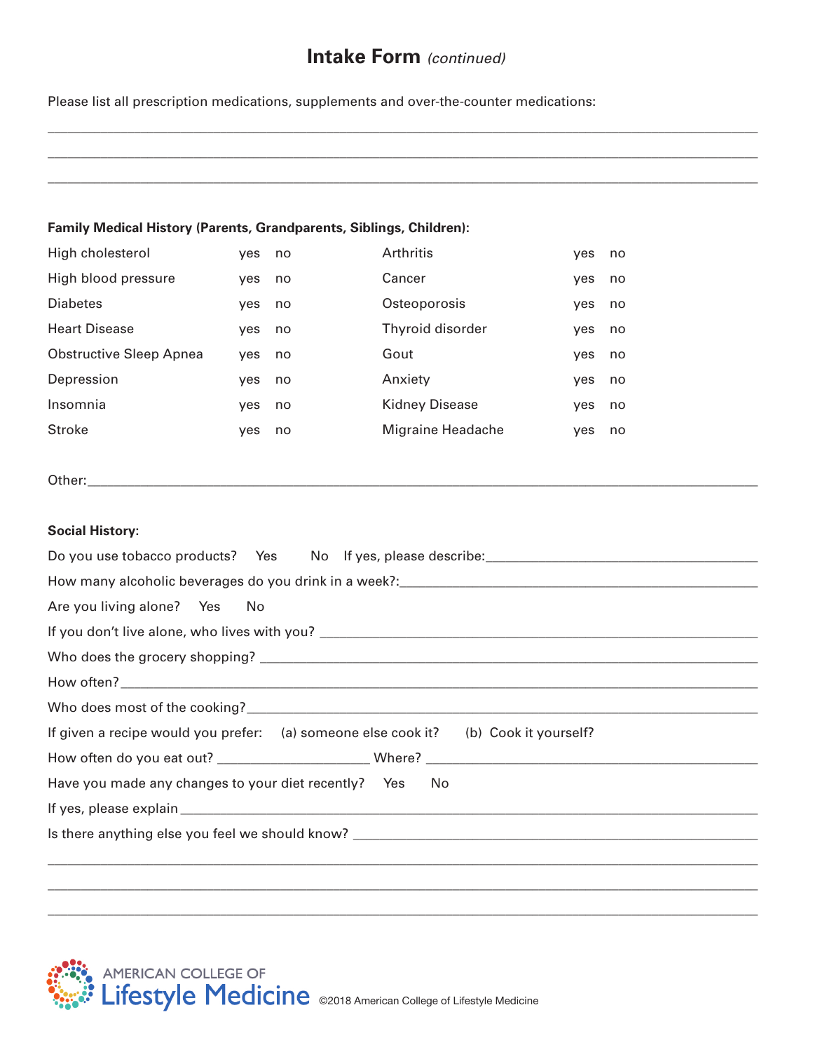# Intake Form *(continued)*

Please list all prescription medications, supplements and over-the-counter medications:

\_\_\_\_\_\_\_\_\_\_\_\_\_\_\_\_\_\_\_\_\_\_\_\_\_\_\_\_\_\_\_\_\_\_\_\_\_\_\_\_\_\_\_\_\_\_\_\_\_\_\_\_\_\_\_\_\_\_\_\_\_\_\_\_\_\_\_\_\_\_\_\_\_\_\_\_

\_\_\_\_\_\_\_\_\_\_\_\_\_\_\_\_\_\_\_\_\_\_\_\_\_\_\_\_\_\_\_\_\_\_\_\_\_\_\_\_\_\_\_\_\_\_\_\_\_\_\_\_\_\_\_\_\_\_\_\_\_\_\_\_\_\_\_\_\_\_\_\_\_\_\_\_

\_\_\_\_\_\_\_\_\_\_\_\_\_\_\_\_\_\_\_\_\_\_\_\_\_\_\_\_\_\_\_\_\_\_\_\_\_\_\_\_\_\_\_\_\_\_\_\_\_\_\_\_\_\_\_\_\_\_\_\_\_\_\_\_\_\_\_\_\_\_\_\_\_\_\_\_

**Family Medical History (Parents, Grandparents, Siblings, Children):**

| | | | | | |
|---|---|---|---|---|---|
| High cholesterol | yes | no | Arthritis | yes | no |
| High blood pressure | yes | no | Cancer | yes | no |
| Diabetes | yes | no | Osteoporosis | yes | no |
| Heart Disease | yes | no | Thyroid disorder | yes | no |
| Obstructive Sleep Apnea | yes | no | Gout | yes | no |
| Depression | yes | no | Anxiety | yes | no |
| Insomnia | yes | no | Kidney Disease | yes | no |
| Stroke | yes | no | Migraine Headache | yes | no |

Other:\_\_\_\_\_\_\_\_\_\_\_\_\_\_\_\_\_\_\_\_\_\_\_\_\_\_\_\_\_\_\_\_\_\_\_\_\_\_\_\_\_\_\_\_\_\_\_\_\_\_\_\_\_\_\_\_\_\_\_\_\_\_\_\_\_\_\_\_

**Social History:**

Do you use tobacco products? Yes No If yes, please describe:\_\_\_\_\_\_\_\_\_\_\_\_\_\_\_\_\_\_\_\_\_\_\_\_\_\_\_\_

How many alcoholic beverages do you drink in a week?:\_\_\_\_\_\_\_\_\_\_\_\_\_\_\_\_\_\_\_\_\_\_\_\_\_\_\_\_\_\_\_\_\_\_\_\_

Are you living alone? Yes No

If you don't live alone, who lives with you? \_\_\_\_\_\_\_\_\_\_\_\_\_\_\_\_\_\_\_\_\_\_\_\_\_\_\_\_\_\_\_\_\_\_\_\_\_\_\_\_\_\_\_

Who does the grocery shopping? \_\_\_\_\_\_\_\_\_\_\_\_\_\_\_\_\_\_\_\_\_\_\_\_\_\_\_\_\_\_\_\_\_\_\_\_\_\_\_\_\_\_\_\_\_\_\_\_\_\_\_

How often?\_\_\_\_\_\_\_\_\_\_\_\_\_\_\_\_\_\_\_\_\_\_\_\_\_\_\_\_\_\_\_\_\_\_\_\_\_\_\_\_\_\_\_\_\_\_\_\_\_\_\_\_\_\_\_\_\_\_\_\_\_\_\_\_\_\_

Who does most of the cooking?\_\_\_\_\_\_\_\_\_\_\_\_\_\_\_\_\_\_\_\_\_\_\_\_\_\_\_\_\_\_\_\_\_\_\_\_\_\_\_\_\_\_\_\_\_\_\_\_\_\_\_\_\_

If given a recipe would you prefer: (a) someone else cook it? (b) Cook it yourself?

How often do you eat out? \_\_\_\_\_\_\_\_\_\_\_\_\_\_\_\_\_\_\_\_ Where? \_\_\_\_\_\_\_\_\_\_\_\_\_\_\_\_\_\_\_\_\_\_\_\_\_\_\_\_\_\_\_\_\_\_\_

Have you made any changes to your diet recently? Yes No

If yes, please explain\_\_\_\_\_\_\_\_\_\_\_\_\_\_\_\_\_\_\_\_\_\_\_\_\_\_\_\_\_\_\_\_\_\_\_\_\_\_\_\_\_\_\_\_\_\_\_\_\_\_\_\_\_\_\_\_\_\_\_\_

Is there anything else you feel we should know? \_\_\_\_\_\_\_\_\_\_\_\_\_\_\_\_\_\_\_\_\_\_\_\_\_\_\_\_\_\_\_\_\_\_\_\_\_\_\_\_

\_\_\_\_\_\_\_\_\_\_\_\_\_\_\_\_\_\_\_\_\_\_\_\_\_\_\_\_\_\_\_\_\_\_\_\_\_\_\_\_\_\_\_\_\_\_\_\_\_\_\_\_\_\_\_\_\_\_\_\_\_\_\_\_\_\_\_\_\_\_\_\_\_\_\_\_

\_\_\_\_\_\_\_\_\_\_\_\_\_\_\_\_\_\_\_\_\_\_\_\_\_\_\_\_\_\_\_\_\_\_\_\_\_\_\_\_\_\_\_\_\_\_\_\_\_\_\_\_\_\_\_\_\_\_\_\_\_\_\_\_\_\_\_\_\_\_\_\_\_\_\_\_

\_\_\_\_\_\_\_\_\_\_\_\_\_\_\_\_\_\_\_\_\_\_\_\_\_\_\_\_\_\_\_\_\_\_\_\_\_\_\_\_\_\_\_\_\_\_\_\_\_\_\_\_\_\_\_\_\_\_\_\_\_\_\_\_\_\_\_\_\_\_\_\_\_\_\_\_

AMERICAN COLLEGE OF Lifestyle Medicine ©2018 American College of Lifestyle Medicine